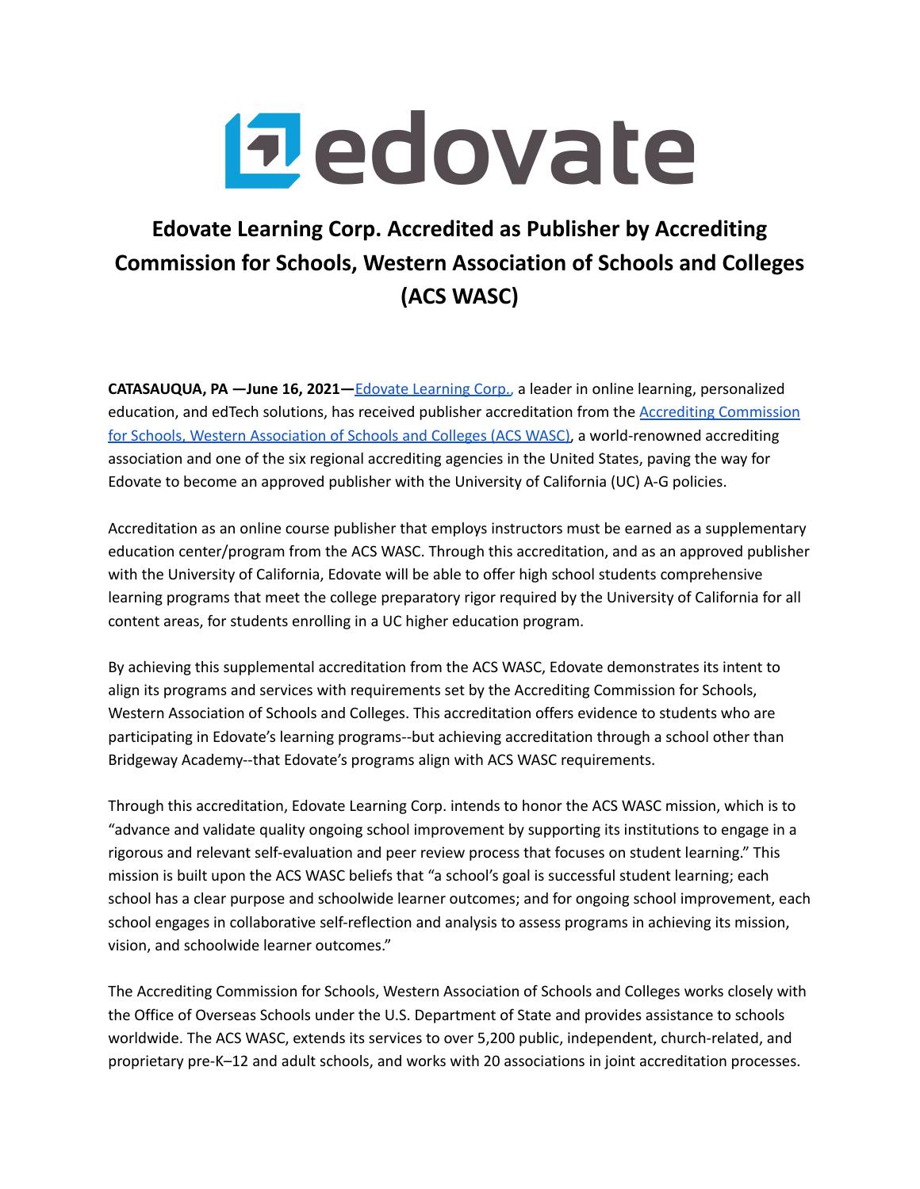edovate

# Edovate Learning Corp. Accredited as Publisher by Accrediting Commission for Schools, Western Association of Schools and Colleges (ACS WASC)

**CATASAUQUA, PA —June 16, 2021—**Edovate Learning Corp., a leader in online learning, personalized education, and edTech solutions, has received publisher accreditation from the Accrediting Commission for Schools, Western Association of Schools and Colleges (ACS WASC), a world-renowned accrediting association and one of the six regional accrediting agencies in the United States, paving the way for Edovate to become an approved publisher with the University of California (UC) A-G policies.

Accreditation as an online course publisher that employs instructors must be earned as a supplementary education center/program from the ACS WASC. Through this accreditation, and as an approved publisher with the University of California, Edovate will be able to offer high school students comprehensive learning programs that meet the college preparatory rigor required by the University of California for all content areas, for students enrolling in a UC higher education program.

By achieving this supplemental accreditation from the ACS WASC, Edovate demonstrates its intent to align its programs and services with requirements set by the Accrediting Commission for Schools, Western Association of Schools and Colleges. This accreditation offers evidence to students who are participating in Edovate's learning programs--but achieving accreditation through a school other than Bridgeway Academy--that Edovate's programs align with ACS WASC requirements.

Through this accreditation, Edovate Learning Corp. intends to honor the ACS WASC mission, which is to "advance and validate quality ongoing school improvement by supporting its institutions to engage in a rigorous and relevant self-evaluation and peer review process that focuses on student learning." This mission is built upon the ACS WASC beliefs that "a school's goal is successful student learning; each school has a clear purpose and schoolwide learner outcomes; and for ongoing school improvement, each school engages in collaborative self-reflection and analysis to assess programs in achieving its mission, vision, and schoolwide learner outcomes."

The Accrediting Commission for Schools, Western Association of Schools and Colleges works closely with the Office of Overseas Schools under the U.S. Department of State and provides assistance to schools worldwide. The ACS WASC, extends its services to over 5,200 public, independent, church-related, and proprietary pre-K–12 and adult schools, and works with 20 associations in joint accreditation processes.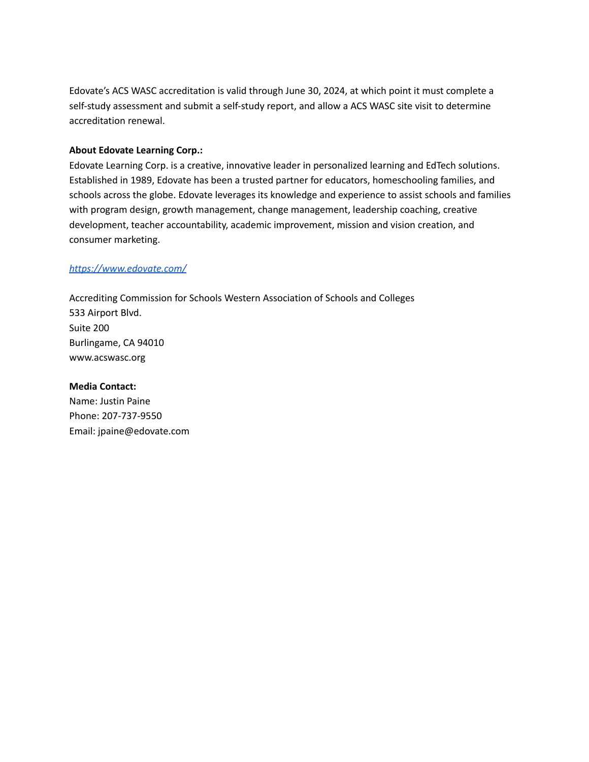Edovate's ACS WASC accreditation is valid through June 30, 2024, at which point it must complete a self-study assessment and submit a self-study report, and allow a ACS WASC site visit to determine accreditation renewal.

**About Edovate Learning Corp.:**
Edovate Learning Corp. is a creative, innovative leader in personalized learning and EdTech solutions. Established in 1989, Edovate has been a trusted partner for educators, homeschooling families, and schools across the globe. Edovate leverages its knowledge and experience to assist schools and families with program design, growth management, change management, leadership coaching, creative development, teacher accountability, academic improvement, mission and vision creation, and consumer marketing.

*https://www.edovate.com/*

Accrediting Commission for Schools Western Association of Schools and Colleges
533 Airport Blvd.
Suite 200
Burlingame, CA 94010
www.acswasc.org

**Media Contact:**
Name: Justin Paine
Phone: 207-737-9550
Email: jpaine@edovate.com